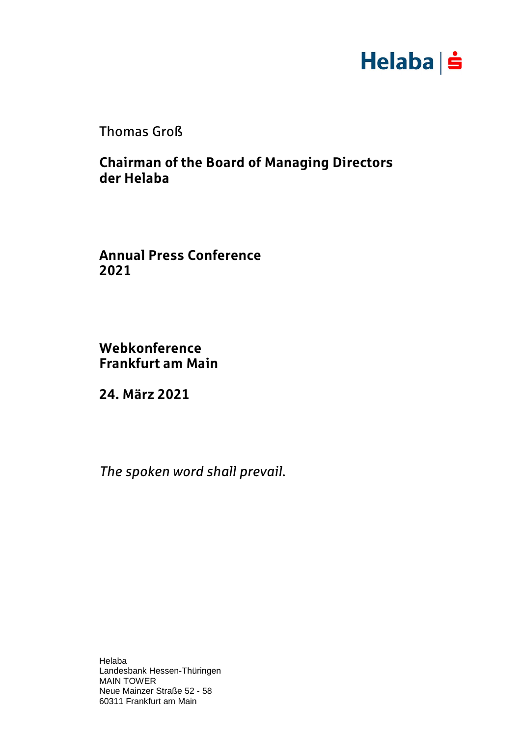Helaba | Ś

Thomas Groß

**Chairman of the Board of Managing Directors der Helaba**

**Annual Press Conference 2021**

**Webkonference Frankfurt am Main**

**24. März 2021**

*The spoken word shall prevail.*

Helaba
Landesbank Hessen-Thüringen
MAIN TOWER
Neue Mainzer Straße 52 - 58
60311 Frankfurt am Main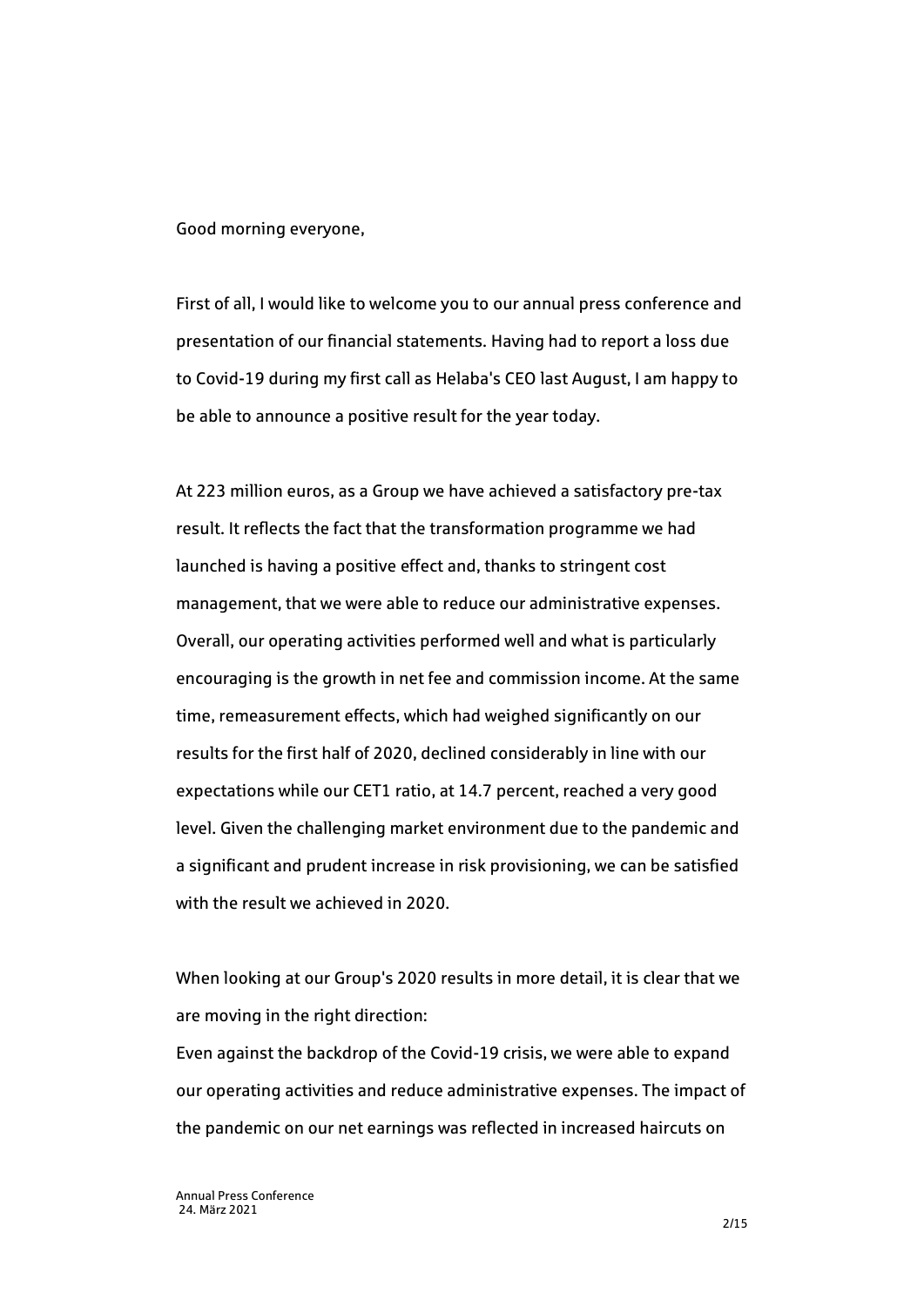Good morning everyone,

First of all, I would like to welcome you to our annual press conference and presentation of our financial statements. Having had to report a loss due to Covid-19 during my first call as Helaba's CEO last August, I am happy to be able to announce a positive result for the year today.

At 223 million euros, as a Group we have achieved a satisfactory pre-tax result. It reflects the fact that the transformation programme we had launched is having a positive effect and, thanks to stringent cost management, that we were able to reduce our administrative expenses. Overall, our operating activities performed well and what is particularly encouraging is the growth in net fee and commission income. At the same time, remeasurement effects, which had weighed significantly on our results for the first half of 2020, declined considerably in line with our expectations while our CET1 ratio, at 14.7 percent, reached a very good level. Given the challenging market environment due to the pandemic and a significant and prudent increase in risk provisioning, we can be satisfied with the result we achieved in 2020.

When looking at our Group's 2020 results in more detail, it is clear that we are moving in the right direction:

Even against the backdrop of the Covid-19 crisis, we were able to expand our operating activities and reduce administrative expenses. The impact of the pandemic on our net earnings was reflected in increased haircuts on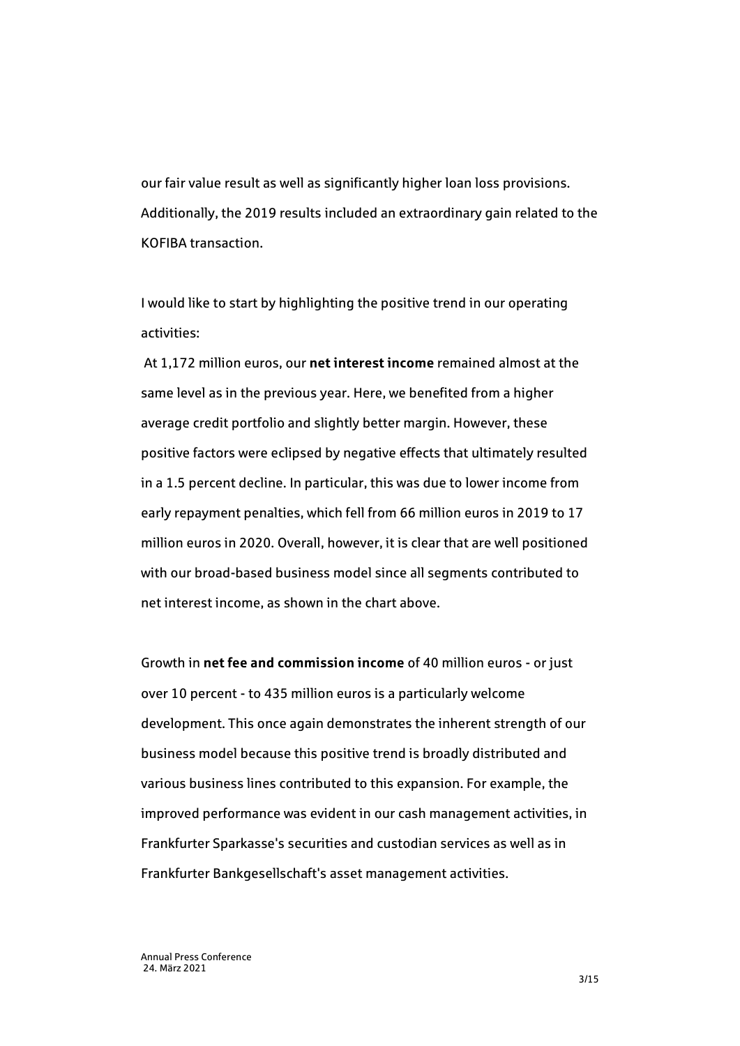our fair value result as well as significantly higher loan loss provisions. Additionally, the 2019 results included an extraordinary gain related to the KOFIBA transaction.

I would like to start by highlighting the positive trend in our operating activities:

At 1,172 million euros, our **net interest income** remained almost at the same level as in the previous year. Here, we benefited from a higher average credit portfolio and slightly better margin. However, these positive factors were eclipsed by negative effects that ultimately resulted in a 1.5 percent decline. In particular, this was due to lower income from early repayment penalties, which fell from 66 million euros in 2019 to 17 million euros in 2020. Overall, however, it is clear that are well positioned with our broad-based business model since all segments contributed to net interest income, as shown in the chart above.

Growth in **net fee and commission income** of 40 million euros - or just over 10 percent - to 435 million euros is a particularly welcome development. This once again demonstrates the inherent strength of our business model because this positive trend is broadly distributed and various business lines contributed to this expansion. For example, the improved performance was evident in our cash management activities, in Frankfurter Sparkasse's securities and custodian services as well as in Frankfurter Bankgesellschaft's asset management activities.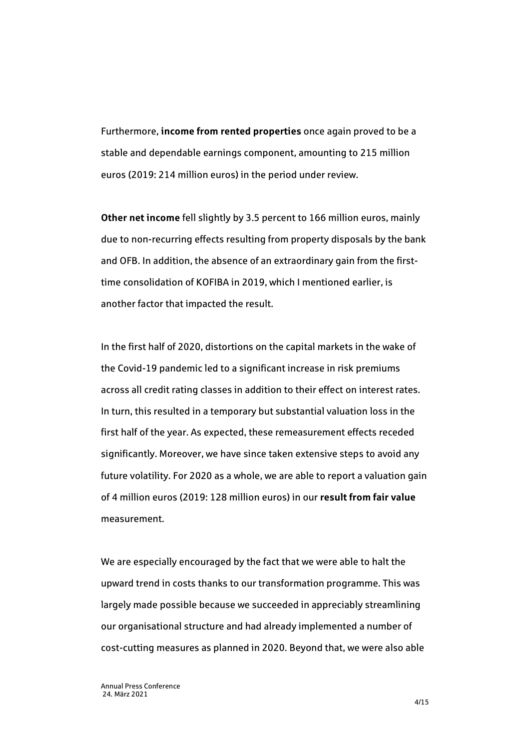Furthermore, **income from rented properties** once again proved to be a stable and dependable earnings component, amounting to 215 million euros (2019: 214 million euros) in the period under review.

**Other net income** fell slightly by 3.5 percent to 166 million euros, mainly due to non-recurring effects resulting from property disposals by the bank and OFB. In addition, the absence of an extraordinary gain from the first-time consolidation of KOFIBA in 2019, which I mentioned earlier, is another factor that impacted the result.

In the first half of 2020, distortions on the capital markets in the wake of the Covid-19 pandemic led to a significant increase in risk premiums across all credit rating classes in addition to their effect on interest rates. In turn, this resulted in a temporary but substantial valuation loss in the first half of the year. As expected, these remeasurement effects receded significantly. Moreover, we have since taken extensive steps to avoid any future volatility. For 2020 as a whole, we are able to report a valuation gain of 4 million euros (2019: 128 million euros) in our **result from fair value** measurement.

We are especially encouraged by the fact that we were able to halt the upward trend in costs thanks to our transformation programme. This was largely made possible because we succeeded in appreciably streamlining our organisational structure and had already implemented a number of cost-cutting measures as planned in 2020. Beyond that, we were also able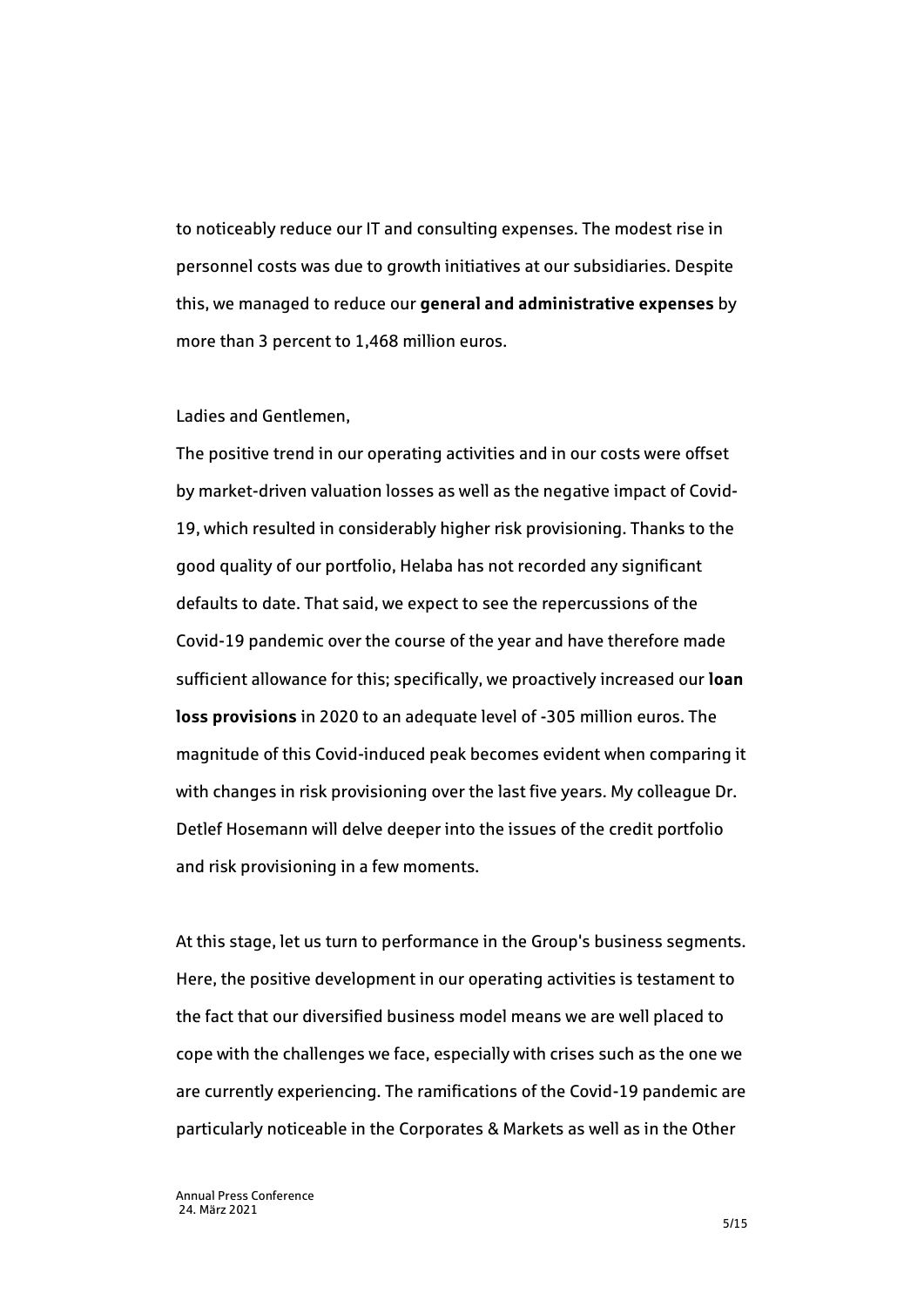to noticeably reduce our IT and consulting expenses. The modest rise in personnel costs was due to growth initiatives at our subsidiaries. Despite this, we managed to reduce our **general and administrative expenses** by more than 3 percent to 1,468 million euros.

Ladies and Gentlemen,

The positive trend in our operating activities and in our costs were offset by market-driven valuation losses as well as the negative impact of Covid-19, which resulted in considerably higher risk provisioning. Thanks to the good quality of our portfolio, Helaba has not recorded any significant defaults to date. That said, we expect to see the repercussions of the Covid-19 pandemic over the course of the year and have therefore made sufficient allowance for this; specifically, we proactively increased our **loan loss provisions** in 2020 to an adequate level of -305 million euros. The magnitude of this Covid-induced peak becomes evident when comparing it with changes in risk provisioning over the last five years. My colleague Dr. Detlef Hosemann will delve deeper into the issues of the credit portfolio and risk provisioning in a few moments.

At this stage, let us turn to performance in the Group's business segments. Here, the positive development in our operating activities is testament to the fact that our diversified business model means we are well placed to cope with the challenges we face, especially with crises such as the one we are currently experiencing. The ramifications of the Covid-19 pandemic are particularly noticeable in the Corporates & Markets as well as in the Other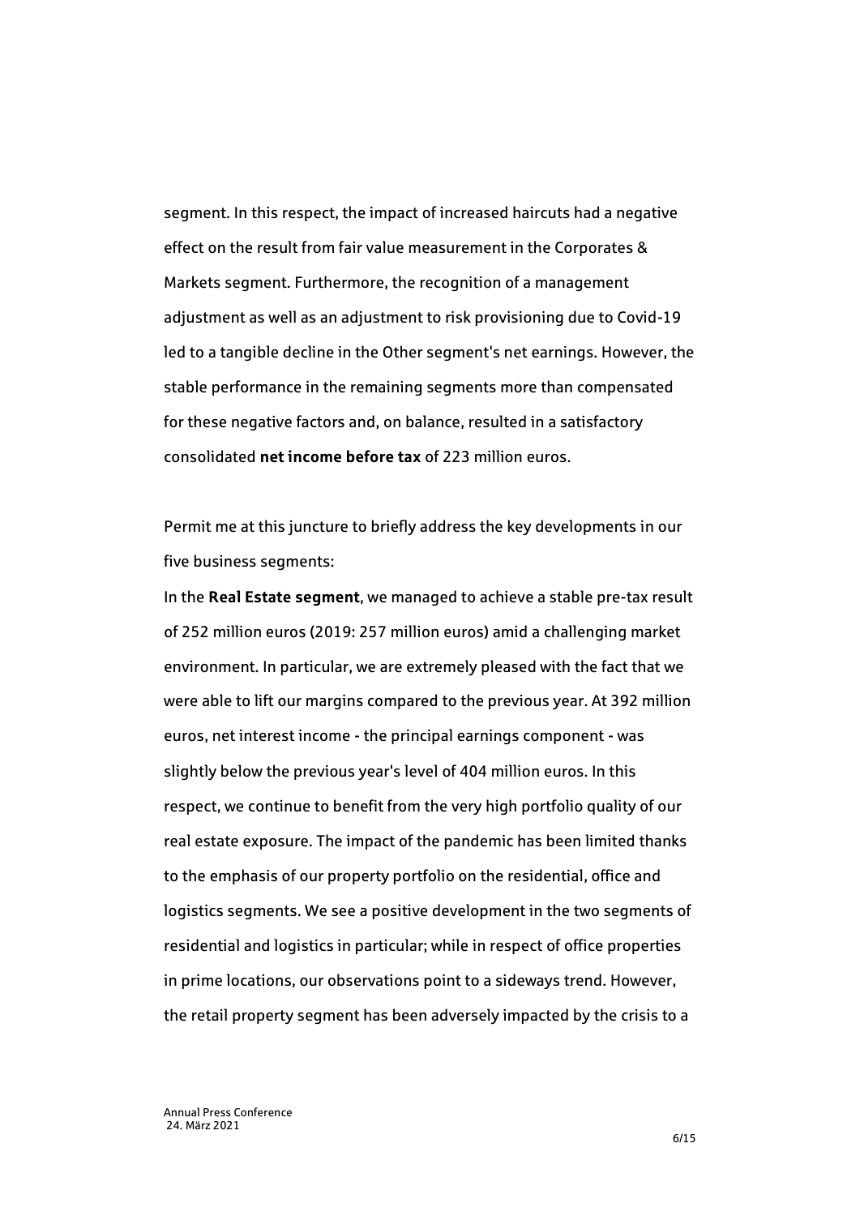segment. In this respect, the impact of increased haircuts had a negative effect on the result from fair value measurement in the Corporates & Markets segment. Furthermore, the recognition of a management adjustment as well as an adjustment to risk provisioning due to Covid-19 led to a tangible decline in the Other segment's net earnings. However, the stable performance in the remaining segments more than compensated for these negative factors and, on balance, resulted in a satisfactory consolidated **net income before tax** of 223 million euros.

Permit me at this juncture to briefly address the key developments in our five business segments:

In the **Real Estate segment**, we managed to achieve a stable pre-tax result of 252 million euros (2019: 257 million euros) amid a challenging market environment. In particular, we are extremely pleased with the fact that we were able to lift our margins compared to the previous year. At 392 million euros, net interest income - the principal earnings component - was slightly below the previous year's level of 404 million euros. In this respect, we continue to benefit from the very high portfolio quality of our real estate exposure. The impact of the pandemic has been limited thanks to the emphasis of our property portfolio on the residential, office and logistics segments. We see a positive development in the two segments of residential and logistics in particular; while in respect of office properties in prime locations, our observations point to a sideways trend. However, the retail property segment has been adversely impacted by the crisis to a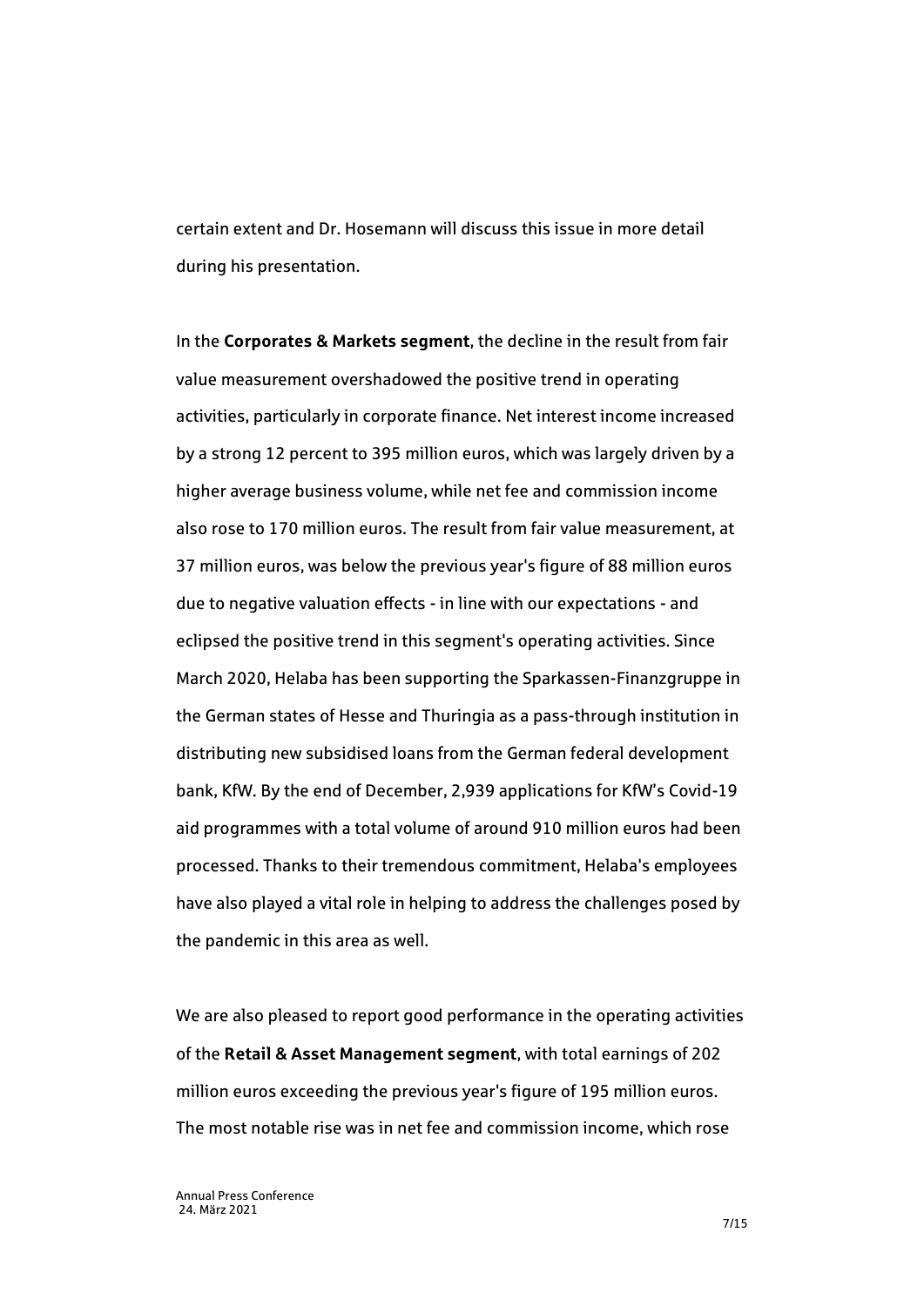certain extent and Dr. Hosemann will discuss this issue in more detail during his presentation.

In the **Corporates & Markets segment**, the decline in the result from fair value measurement overshadowed the positive trend in operating activities, particularly in corporate finance. Net interest income increased by a strong 12 percent to 395 million euros, which was largely driven by a higher average business volume, while net fee and commission income also rose to 170 million euros. The result from fair value measurement, at 37 million euros, was below the previous year's figure of 88 million euros due to negative valuation effects - in line with our expectations - and eclipsed the positive trend in this segment's operating activities. Since March 2020, Helaba has been supporting the Sparkassen-Finanzgruppe in the German states of Hesse and Thuringia as a pass-through institution in distributing new subsidised loans from the German federal development bank, KfW. By the end of December, 2,939 applications for KfW's Covid-19 aid programmes with a total volume of around 910 million euros had been processed. Thanks to their tremendous commitment, Helaba's employees have also played a vital role in helping to address the challenges posed by the pandemic in this area as well.

We are also pleased to report good performance in the operating activities of the **Retail & Asset Management segment**, with total earnings of 202 million euros exceeding the previous year's figure of 195 million euros. The most notable rise was in net fee and commission income, which rose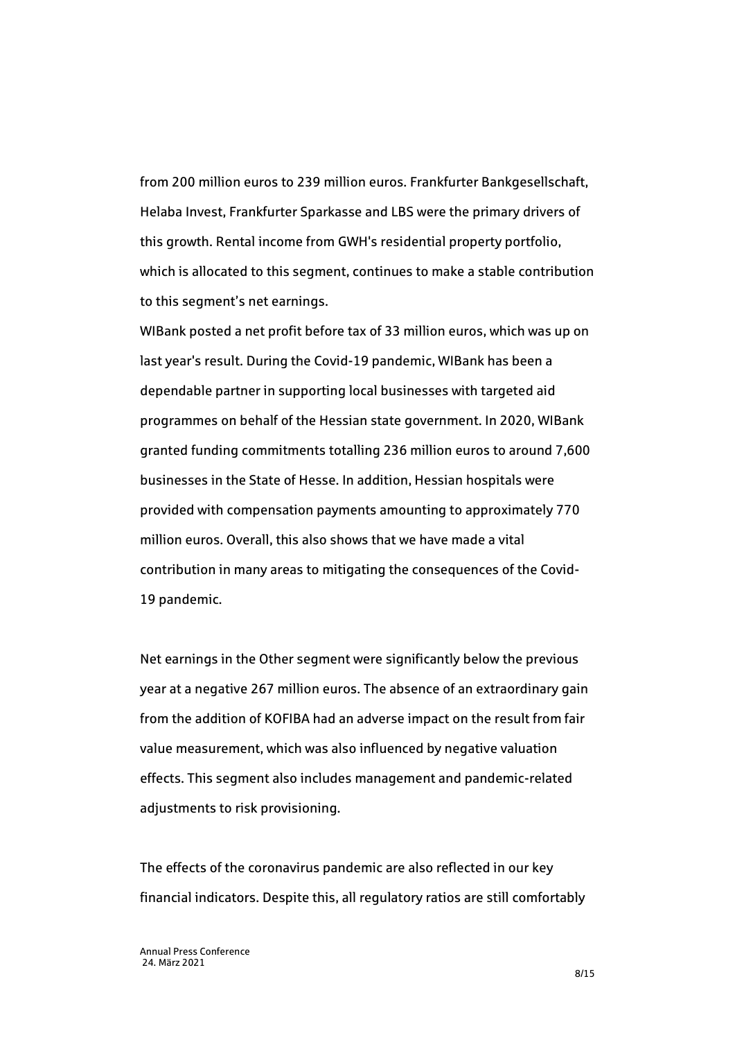from 200 million euros to 239 million euros. Frankfurter Bankgesellschaft, Helaba Invest, Frankfurter Sparkasse and LBS were the primary drivers of this growth. Rental income from GWH's residential property portfolio, which is allocated to this segment, continues to make a stable contribution to this segment's net earnings.

WIBank posted a net profit before tax of 33 million euros, which was up on last year's result. During the Covid-19 pandemic, WIBank has been a dependable partner in supporting local businesses with targeted aid programmes on behalf of the Hessian state government. In 2020, WIBank granted funding commitments totalling 236 million euros to around 7,600 businesses in the State of Hesse. In addition, Hessian hospitals were provided with compensation payments amounting to approximately 770 million euros. Overall, this also shows that we have made a vital contribution in many areas to mitigating the consequences of the Covid-19 pandemic.

Net earnings in the Other segment were significantly below the previous year at a negative 267 million euros. The absence of an extraordinary gain from the addition of KOFIBA had an adverse impact on the result from fair value measurement, which was also influenced by negative valuation effects. This segment also includes management and pandemic-related adjustments to risk provisioning.

The effects of the coronavirus pandemic are also reflected in our key financial indicators. Despite this, all regulatory ratios are still comfortably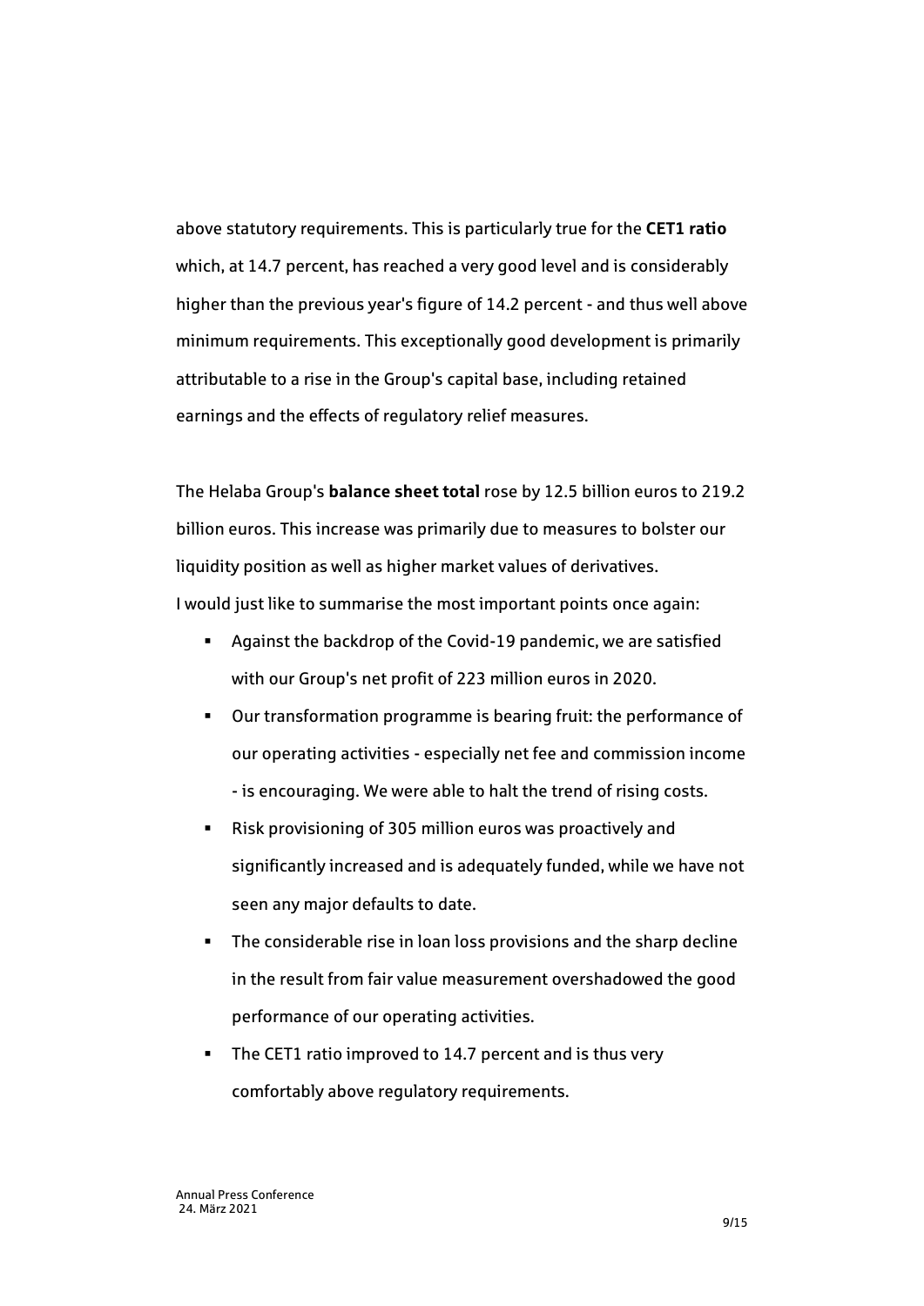above statutory requirements. This is particularly true for the **CET1 ratio** which, at 14.7 percent, has reached a very good level and is considerably higher than the previous year's figure of 14.2 percent - and thus well above minimum requirements. This exceptionally good development is primarily attributable to a rise in the Group's capital base, including retained earnings and the effects of regulatory relief measures.

The Helaba Group's **balance sheet total** rose by 12.5 billion euros to 219.2 billion euros. This increase was primarily due to measures to bolster our liquidity position as well as higher market values of derivatives.
I would just like to summarise the most important points once again:

- Against the backdrop of the Covid-19 pandemic, we are satisfied with our Group's net profit of 223 million euros in 2020.
- Our transformation programme is bearing fruit: the performance of our operating activities - especially net fee and commission income - is encouraging. We were able to halt the trend of rising costs.
- Risk provisioning of 305 million euros was proactively and significantly increased and is adequately funded, while we have not seen any major defaults to date.
- The considerable rise in loan loss provisions and the sharp decline in the result from fair value measurement overshadowed the good performance of our operating activities.
- The CET1 ratio improved to 14.7 percent and is thus very comfortably above regulatory requirements.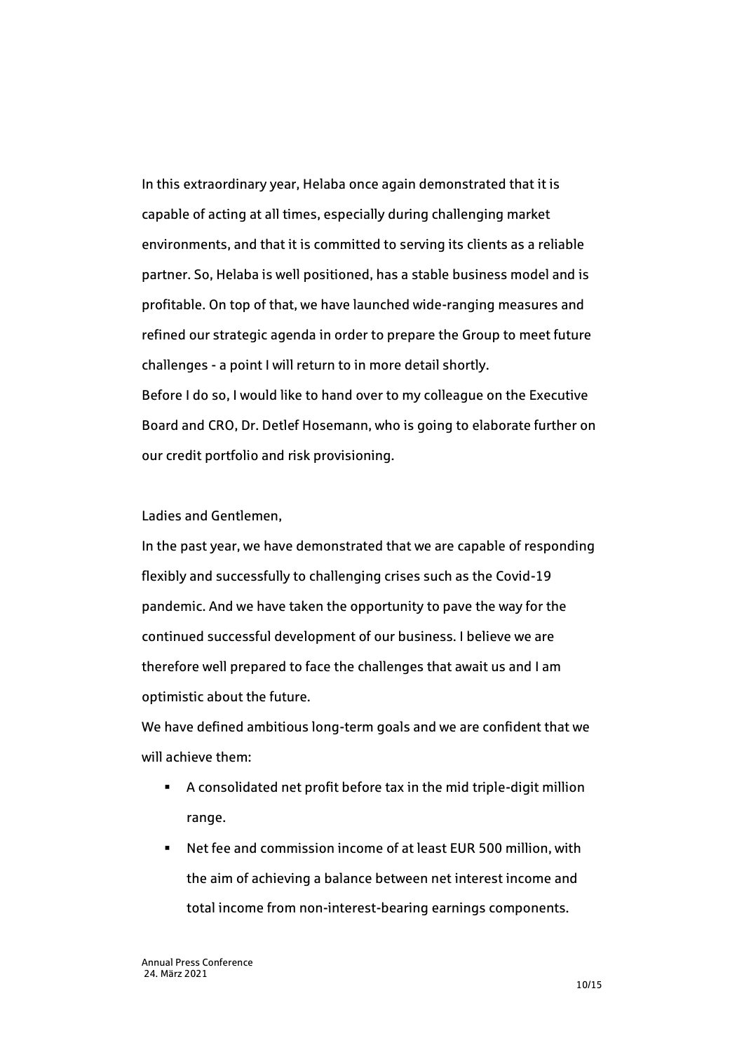In this extraordinary year, Helaba once again demonstrated that it is capable of acting at all times, especially during challenging market environments, and that it is committed to serving its clients as a reliable partner. So, Helaba is well positioned, has a stable business model and is profitable. On top of that, we have launched wide-ranging measures and refined our strategic agenda in order to prepare the Group to meet future challenges - a point I will return to in more detail shortly.

Before I do so, I would like to hand over to my colleague on the Executive Board and CRO, Dr. Detlef Hosemann, who is going to elaborate further on our credit portfolio and risk provisioning.

Ladies and Gentlemen,

In the past year, we have demonstrated that we are capable of responding flexibly and successfully to challenging crises such as the Covid-19 pandemic. And we have taken the opportunity to pave the way for the continued successful development of our business. I believe we are therefore well prepared to face the challenges that await us and I am optimistic about the future.

We have defined ambitious long-term goals and we are confident that we will achieve them:

- A consolidated net profit before tax in the mid triple-digit million range.
- Net fee and commission income of at least EUR 500 million, with the aim of achieving a balance between net interest income and total income from non-interest-bearing earnings components.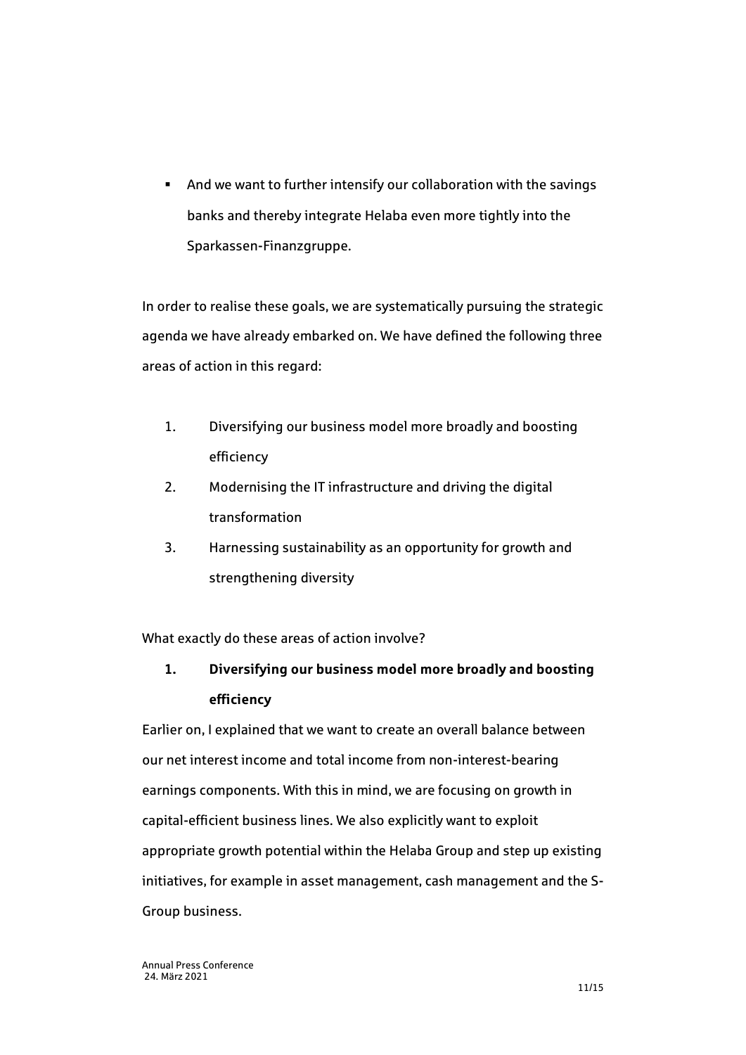- And we want to further intensify our collaboration with the savings banks and thereby integrate Helaba even more tightly into the Sparkassen-Finanzgruppe.

In order to realise these goals, we are systematically pursuing the strategic agenda we have already embarked on. We have defined the following three areas of action in this regard:

1. Diversifying our business model more broadly and boosting efficiency
2. Modernising the IT infrastructure and driving the digital transformation
3. Harnessing sustainability as an opportunity for growth and strengthening diversity

What exactly do these areas of action involve?

**1. Diversifying our business model more broadly and boosting efficiency**

Earlier on, I explained that we want to create an overall balance between our net interest income and total income from non-interest-bearing earnings components. With this in mind, we are focusing on growth in capital-efficient business lines. We also explicitly want to exploit appropriate growth potential within the Helaba Group and step up existing initiatives, for example in asset management, cash management and the S-Group business.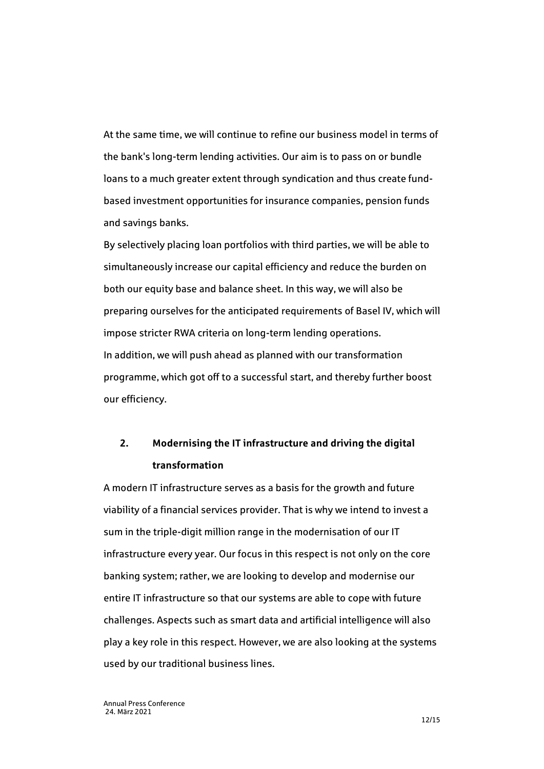At the same time, we will continue to refine our business model in terms of the bank's long-term lending activities. Our aim is to pass on or bundle loans to a much greater extent through syndication and thus create fund-based investment opportunities for insurance companies, pension funds and savings banks.

By selectively placing loan portfolios with third parties, we will be able to simultaneously increase our capital efficiency and reduce the burden on both our equity base and balance sheet. In this way, we will also be preparing ourselves for the anticipated requirements of Basel IV, which will impose stricter RWA criteria on long-term lending operations.

In addition, we will push ahead as planned with our transformation programme, which got off to a successful start, and thereby further boost our efficiency.

## 2. Modernising the IT infrastructure and driving the digital transformation

A modern IT infrastructure serves as a basis for the growth and future viability of a financial services provider. That is why we intend to invest a sum in the triple-digit million range in the modernisation of our IT infrastructure every year. Our focus in this respect is not only on the core banking system; rather, we are looking to develop and modernise our entire IT infrastructure so that our systems are able to cope with future challenges. Aspects such as smart data and artificial intelligence will also play a key role in this respect. However, we are also looking at the systems used by our traditional business lines.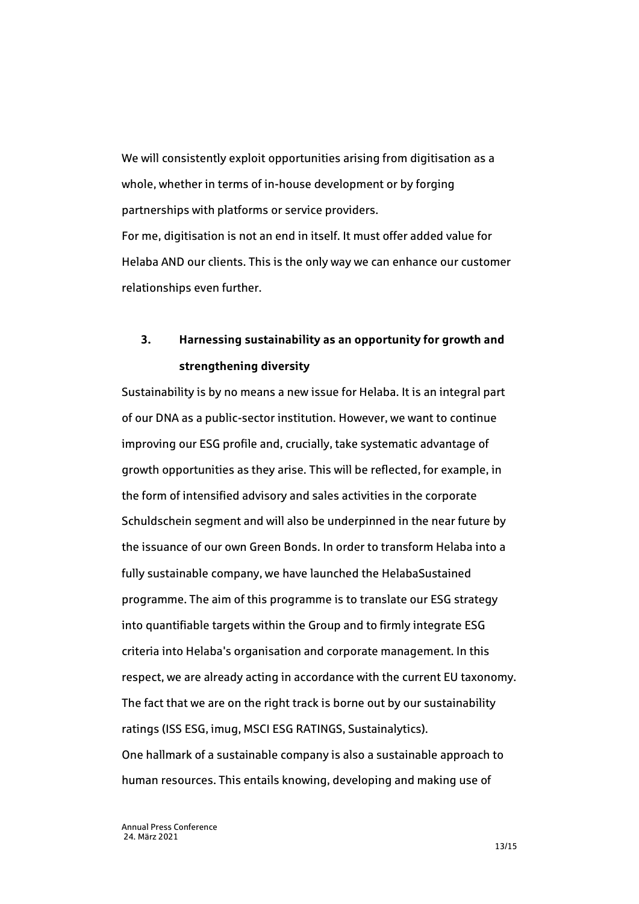We will consistently exploit opportunities arising from digitisation as a whole, whether in terms of in-house development or by forging partnerships with platforms or service providers.
For me, digitisation is not an end in itself. It must offer added value for Helaba AND our clients. This is the only way we can enhance our customer relationships even further.

## 3. Harnessing sustainability as an opportunity for growth and strengthening diversity

Sustainability is by no means a new issue for Helaba. It is an integral part of our DNA as a public-sector institution. However, we want to continue improving our ESG profile and, crucially, take systematic advantage of growth opportunities as they arise. This will be reflected, for example, in the form of intensified advisory and sales activities in the corporate Schuldschein segment and will also be underpinned in the near future by the issuance of our own Green Bonds. In order to transform Helaba into a fully sustainable company, we have launched the HelabaSustained programme. The aim of this programme is to translate our ESG strategy into quantifiable targets within the Group and to firmly integrate ESG criteria into Helaba's organisation and corporate management. In this respect, we are already acting in accordance with the current EU taxonomy. The fact that we are on the right track is borne out by our sustainability ratings (ISS ESG, imug, MSCI ESG RATINGS, Sustainalytics).
One hallmark of a sustainable company is also a sustainable approach to human resources. This entails knowing, developing and making use of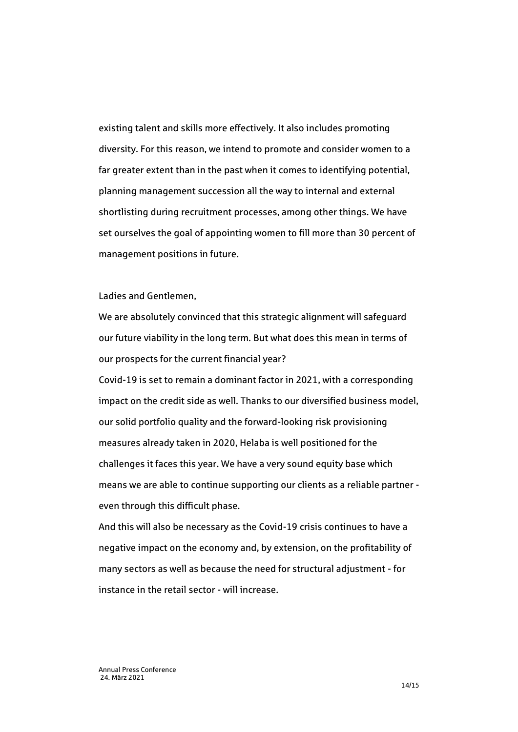existing talent and skills more effectively. It also includes promoting diversity. For this reason, we intend to promote and consider women to a far greater extent than in the past when it comes to identifying potential, planning management succession all the way to internal and external shortlisting during recruitment processes, among other things. We have set ourselves the goal of appointing women to fill more than 30 percent of management positions in future.

Ladies and Gentlemen,

We are absolutely convinced that this strategic alignment will safeguard our future viability in the long term. But what does this mean in terms of our prospects for the current financial year?

Covid-19 is set to remain a dominant factor in 2021, with a corresponding impact on the credit side as well. Thanks to our diversified business model, our solid portfolio quality and the forward-looking risk provisioning measures already taken in 2020, Helaba is well positioned for the challenges it faces this year. We have a very sound equity base which means we are able to continue supporting our clients as a reliable partner - even through this difficult phase.

And this will also be necessary as the Covid-19 crisis continues to have a negative impact on the economy and, by extension, on the profitability of many sectors as well as because the need for structural adjustment - for instance in the retail sector - will increase.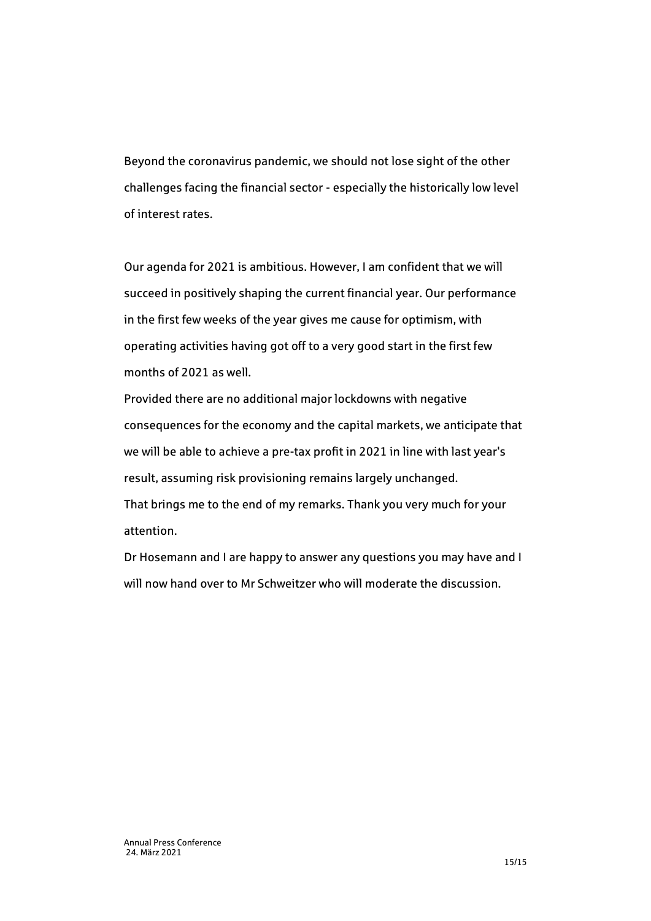Beyond the coronavirus pandemic, we should not lose sight of the other challenges facing the financial sector - especially the historically low level of interest rates.

Our agenda for 2021 is ambitious. However, I am confident that we will succeed in positively shaping the current financial year. Our performance in the first few weeks of the year gives me cause for optimism, with operating activities having got off to a very good start in the first few months of 2021 as well.

Provided there are no additional major lockdowns with negative consequences for the economy and the capital markets, we anticipate that we will be able to achieve a pre-tax profit in 2021 in line with last year's result, assuming risk provisioning remains largely unchanged.

That brings me to the end of my remarks. Thank you very much for your attention.

Dr Hosemann and I are happy to answer any questions you may have and I will now hand over to Mr Schweitzer who will moderate the discussion.